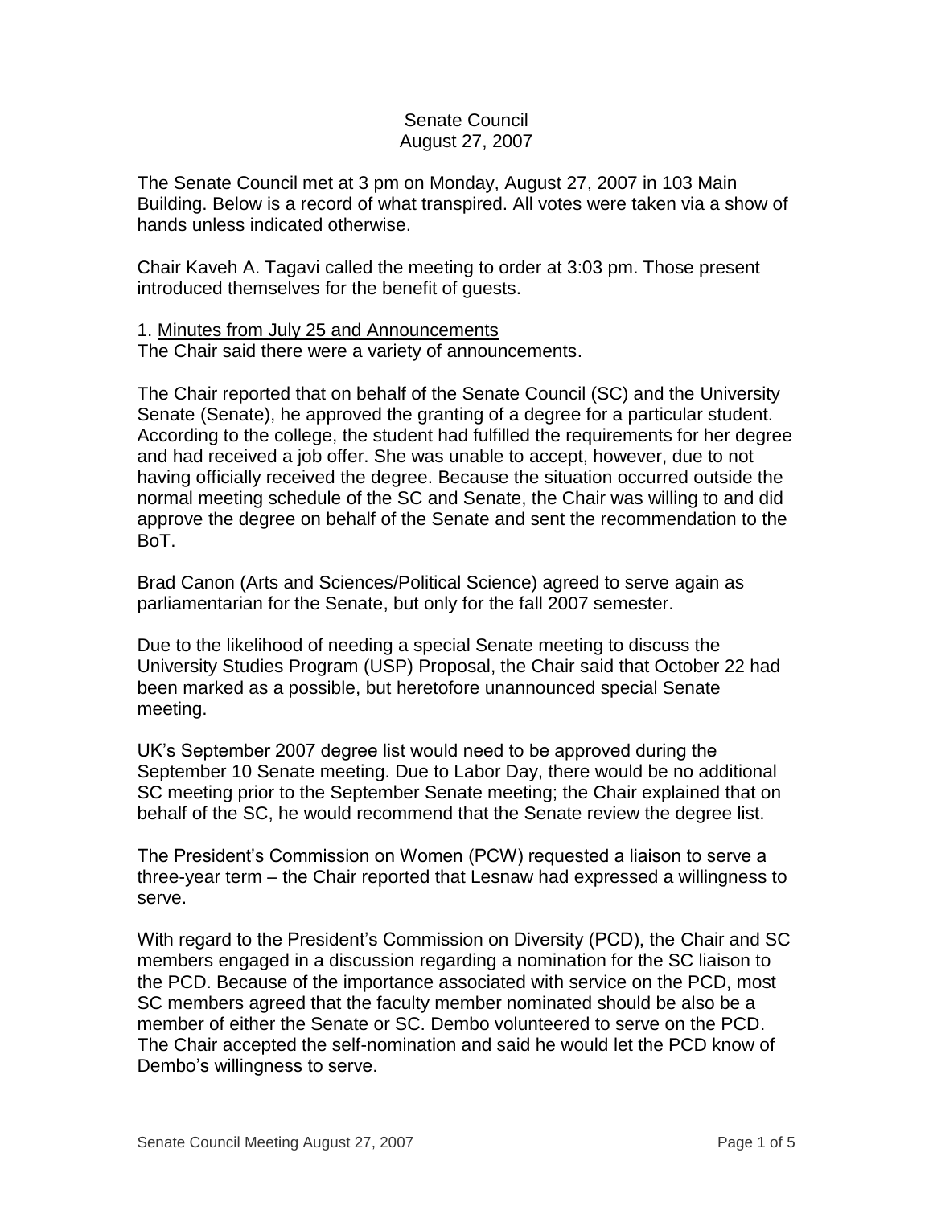Senate Council
August 27, 2007

The Senate Council met at 3 pm on Monday, August 27, 2007 in 103 Main Building. Below is a record of what transpired. All votes were taken via a show of hands unless indicated otherwise.

Chair Kaveh A. Tagavi called the meeting to order at 3:03 pm. Those present introduced themselves for the benefit of guests.

1. Minutes from July 25 and Announcements
The Chair said there were a variety of announcements.

The Chair reported that on behalf of the Senate Council (SC) and the University Senate (Senate), he approved the granting of a degree for a particular student. According to the college, the student had fulfilled the requirements for her degree and had received a job offer. She was unable to accept, however, due to not having officially received the degree. Because the situation occurred outside the normal meeting schedule of the SC and Senate, the Chair was willing to and did approve the degree on behalf of the Senate and sent the recommendation to the BoT.

Brad Canon (Arts and Sciences/Political Science) agreed to serve again as parliamentarian for the Senate, but only for the fall 2007 semester.

Due to the likelihood of needing a special Senate meeting to discuss the University Studies Program (USP) Proposal, the Chair said that October 22 had been marked as a possible, but heretofore unannounced special Senate meeting.

UK's September 2007 degree list would need to be approved during the September 10 Senate meeting. Due to Labor Day, there would be no additional SC meeting prior to the September Senate meeting; the Chair explained that on behalf of the SC, he would recommend that the Senate review the degree list.

The President's Commission on Women (PCW) requested a liaison to serve a three-year term – the Chair reported that Lesnaw had expressed a willingness to serve.

With regard to the President's Commission on Diversity (PCD), the Chair and SC members engaged in a discussion regarding a nomination for the SC liaison to the PCD. Because of the importance associated with service on the PCD, most SC members agreed that the faculty member nominated should be also be a member of either the Senate or SC. Dembo volunteered to serve on the PCD. The Chair accepted the self-nomination and said he would let the PCD know of Dembo's willingness to serve.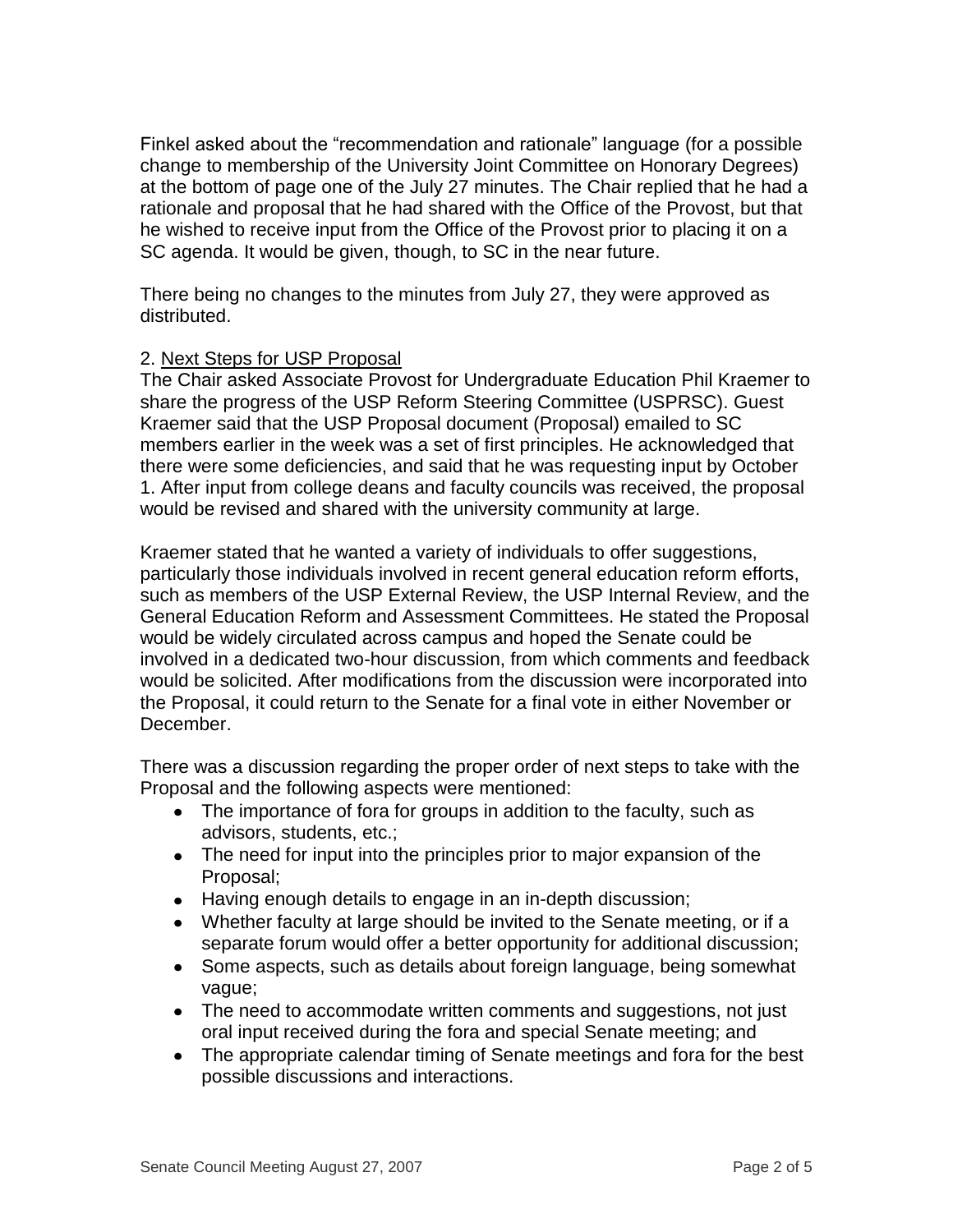Finkel asked about the "recommendation and rationale" language (for a possible change to membership of the University Joint Committee on Honorary Degrees) at the bottom of page one of the July 27 minutes. The Chair replied that he had a rationale and proposal that he had shared with the Office of the Provost, but that he wished to receive input from the Office of the Provost prior to placing it on a SC agenda. It would be given, though, to SC in the near future.

There being no changes to the minutes from July 27, they were approved as distributed.

2. Next Steps for USP Proposal

The Chair asked Associate Provost for Undergraduate Education Phil Kraemer to share the progress of the USP Reform Steering Committee (USPRSC). Guest Kraemer said that the USP Proposal document (Proposal) emailed to SC members earlier in the week was a set of first principles. He acknowledged that there were some deficiencies, and said that he was requesting input by October 1. After input from college deans and faculty councils was received, the proposal would be revised and shared with the university community at large.

Kraemer stated that he wanted a variety of individuals to offer suggestions, particularly those individuals involved in recent general education reform efforts, such as members of the USP External Review, the USP Internal Review, and the General Education Reform and Assessment Committees. He stated the Proposal would be widely circulated across campus and hoped the Senate could be involved in a dedicated two-hour discussion, from which comments and feedback would be solicited. After modifications from the discussion were incorporated into the Proposal, it could return to the Senate for a final vote in either November or December.

There was a discussion regarding the proper order of next steps to take with the Proposal and the following aspects were mentioned:

- The importance of fora for groups in addition to the faculty, such as advisors, students, etc.;
- The need for input into the principles prior to major expansion of the Proposal;
- Having enough details to engage in an in-depth discussion;
- Whether faculty at large should be invited to the Senate meeting, or if a separate forum would offer a better opportunity for additional discussion;
- Some aspects, such as details about foreign language, being somewhat vague;
- The need to accommodate written comments and suggestions, not just oral input received during the fora and special Senate meeting; and
- The appropriate calendar timing of Senate meetings and fora for the best possible discussions and interactions.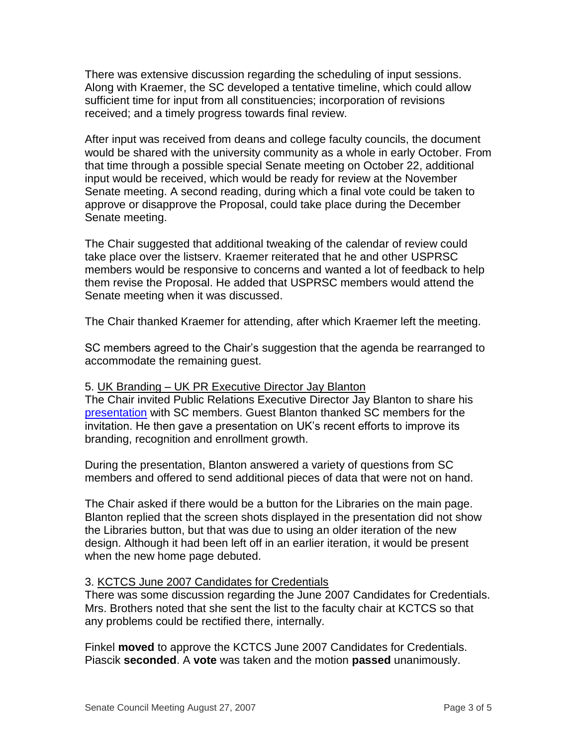There was extensive discussion regarding the scheduling of input sessions. Along with Kraemer, the SC developed a tentative timeline, which could allow sufficient time for input from all constituencies; incorporation of revisions received; and a timely progress towards final review.

After input was received from deans and college faculty councils, the document would be shared with the university community as a whole in early October. From that time through a possible special Senate meeting on October 22, additional input would be received, which would be ready for review at the November Senate meeting. A second reading, during which a final vote could be taken to approve or disapprove the Proposal, could take place during the December Senate meeting.

The Chair suggested that additional tweaking of the calendar of review could take place over the listserv. Kraemer reiterated that he and other USPRSC members would be responsive to concerns and wanted a lot of feedback to help them revise the Proposal. He added that USPRSC members would attend the Senate meeting when it was discussed.

The Chair thanked Kraemer for attending, after which Kraemer left the meeting.

SC members agreed to the Chair's suggestion that the agenda be rearranged to accommodate the remaining guest.

5. UK Branding – UK PR Executive Director Jay Blanton

The Chair invited Public Relations Executive Director Jay Blanton to share his presentation with SC members. Guest Blanton thanked SC members for the invitation. He then gave a presentation on UK's recent efforts to improve its branding, recognition and enrollment growth.

During the presentation, Blanton answered a variety of questions from SC members and offered to send additional pieces of data that were not on hand.

The Chair asked if there would be a button for the Libraries on the main page. Blanton replied that the screen shots displayed in the presentation did not show the Libraries button, but that was due to using an older iteration of the new design. Although it had been left off in an earlier iteration, it would be present when the new home page debuted.

3. KCTCS June 2007 Candidates for Credentials

There was some discussion regarding the June 2007 Candidates for Credentials. Mrs. Brothers noted that she sent the list to the faculty chair at KCTCS so that any problems could be rectified there, internally.

Finkel **moved** to approve the KCTCS June 2007 Candidates for Credentials. Piascik **seconded**. A **vote** was taken and the motion **passed** unanimously.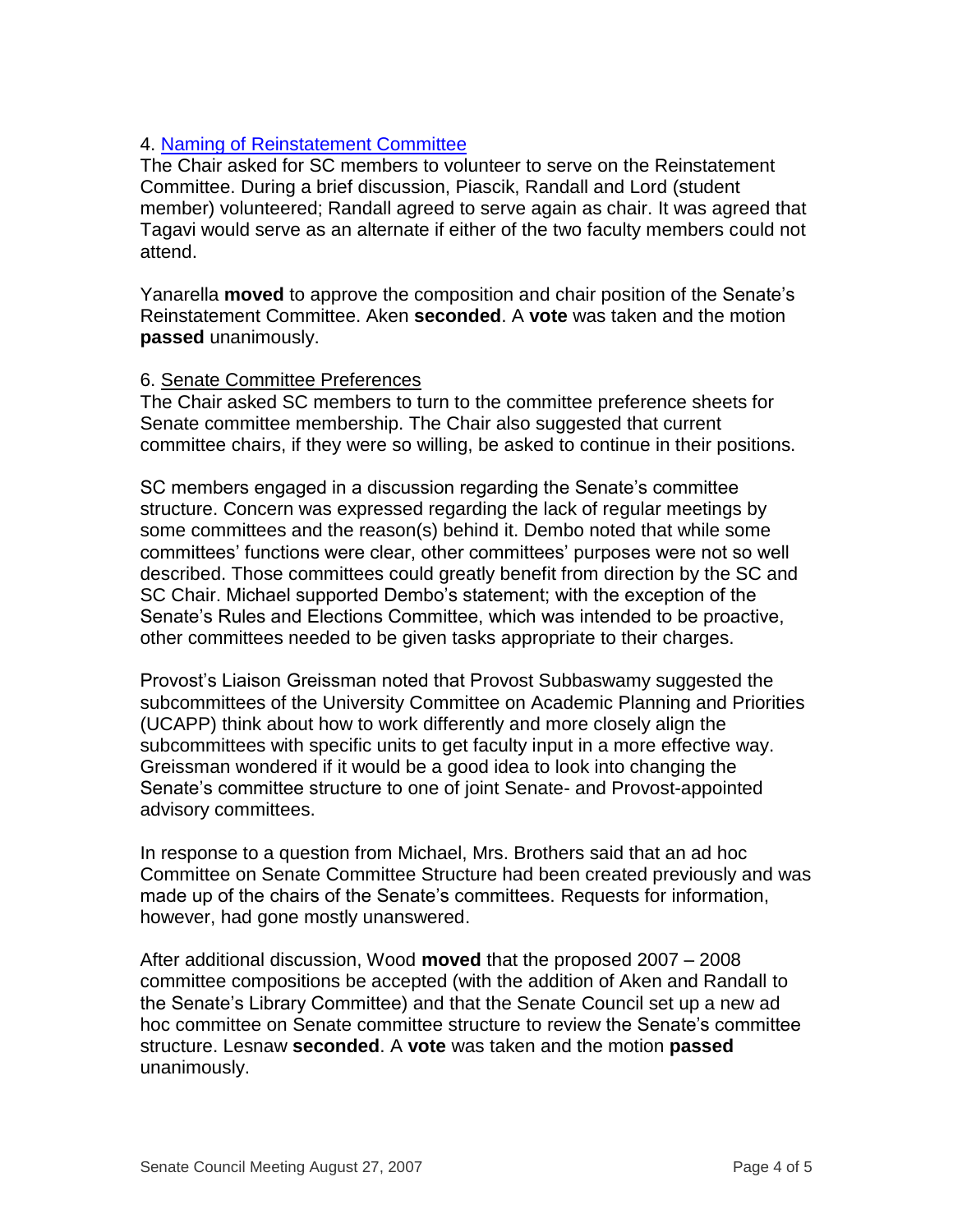4. [Naming of Reinstatement Committee]

The Chair asked for SC members to volunteer to serve on the Reinstatement Committee. During a brief discussion, Piascik, Randall and Lord (student member) volunteered; Randall agreed to serve again as chair. It was agreed that Tagavi would serve as an alternate if either of the two faculty members could not attend.

Yanarella **moved** to approve the composition and chair position of the Senate's Reinstatement Committee. Aken **seconded**. A **vote** was taken and the motion **passed** unanimously.

6. Senate Committee Preferences

The Chair asked SC members to turn to the committee preference sheets for Senate committee membership. The Chair also suggested that current committee chairs, if they were so willing, be asked to continue in their positions.

SC members engaged in a discussion regarding the Senate's committee structure. Concern was expressed regarding the lack of regular meetings by some committees and the reason(s) behind it. Dembo noted that while some committees' functions were clear, other committees' purposes were not so well described. Those committees could greatly benefit from direction by the SC and SC Chair. Michael supported Dembo's statement; with the exception of the Senate's Rules and Elections Committee, which was intended to be proactive, other committees needed to be given tasks appropriate to their charges.

Provost's Liaison Greissman noted that Provost Subbaswamy suggested the subcommittees of the University Committee on Academic Planning and Priorities (UCAPP) think about how to work differently and more closely align the subcommittees with specific units to get faculty input in a more effective way. Greissman wondered if it would be a good idea to look into changing the Senate's committee structure to one of joint Senate- and Provost-appointed advisory committees.

In response to a question from Michael, Mrs. Brothers said that an ad hoc Committee on Senate Committee Structure had been created previously and was made up of the chairs of the Senate's committees. Requests for information, however, had gone mostly unanswered.

After additional discussion, Wood **moved** that the proposed 2007 – 2008 committee compositions be accepted (with the addition of Aken and Randall to the Senate's Library Committee) and that the Senate Council set up a new ad hoc committee on Senate committee structure to review the Senate's committee structure. Lesnaw **seconded**. A **vote** was taken and the motion **passed** unanimously.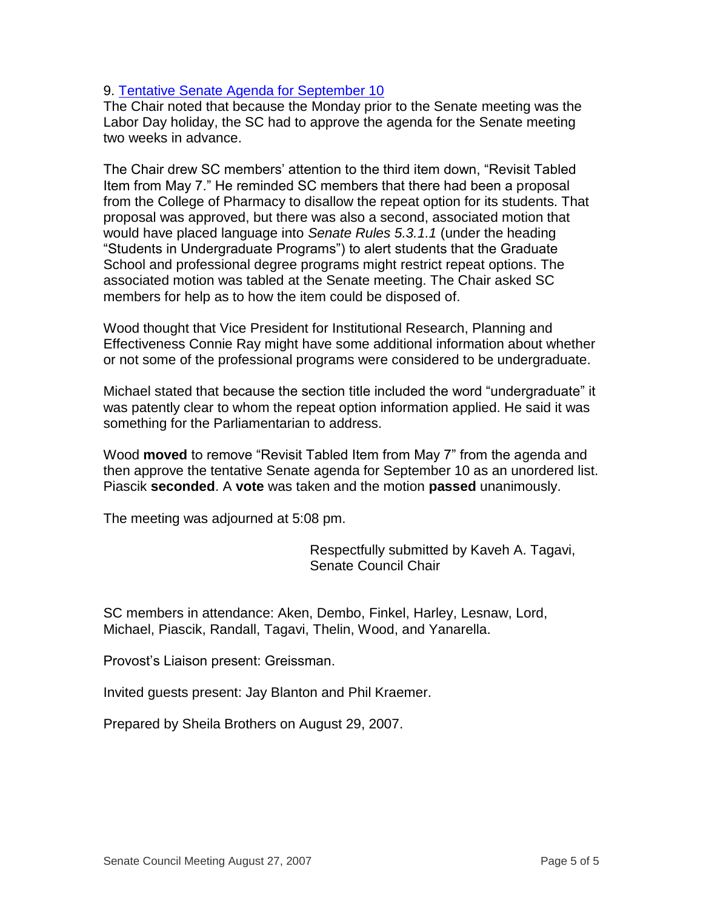9. [Tentative Senate Agenda for September 10]

The Chair noted that because the Monday prior to the Senate meeting was the Labor Day holiday, the SC had to approve the agenda for the Senate meeting two weeks in advance.

The Chair drew SC members' attention to the third item down, "Revisit Tabled Item from May 7." He reminded SC members that there had been a proposal from the College of Pharmacy to disallow the repeat option for its students. That proposal was approved, but there was also a second, associated motion that would have placed language into *Senate Rules 5.3.1.1* (under the heading "Students in Undergraduate Programs") to alert students that the Graduate School and professional degree programs might restrict repeat options. The associated motion was tabled at the Senate meeting. The Chair asked SC members for help as to how the item could be disposed of.

Wood thought that Vice President for Institutional Research, Planning and Effectiveness Connie Ray might have some additional information about whether or not some of the professional programs were considered to be undergraduate.

Michael stated that because the section title included the word "undergraduate" it was patently clear to whom the repeat option information applied. He said it was something for the Parliamentarian to address.

Wood **moved** to remove "Revisit Tabled Item from May 7" from the agenda and then approve the tentative Senate agenda for September 10 as an unordered list. Piascik **seconded**. A **vote** was taken and the motion **passed** unanimously.

The meeting was adjourned at 5:08 pm.

Respectfully submitted by Kaveh A. Tagavi,
Senate Council Chair

SC members in attendance: Aken, Dembo, Finkel, Harley, Lesnaw, Lord, Michael, Piascik, Randall, Tagavi, Thelin, Wood, and Yanarella.

Provost's Liaison present: Greissman.

Invited guests present: Jay Blanton and Phil Kraemer.

Prepared by Sheila Brothers on August 29, 2007.